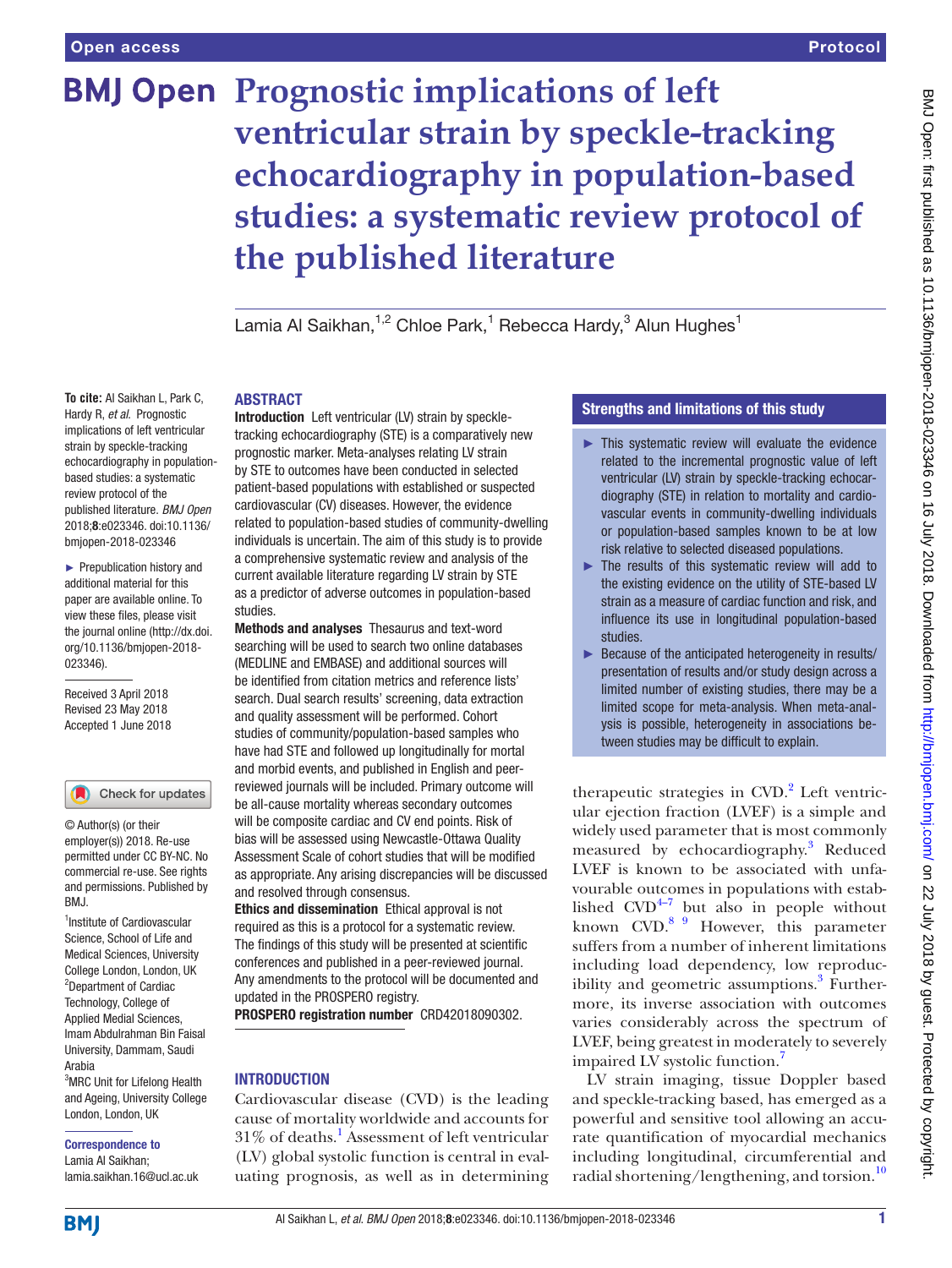Open access

Protocol

# Prognostic implications of left ventricular strain by speckle-tracking echocardiography in population-based studies: a systematic review protocol of the published literature

Lamia Al Saikhan,[1,2] Chloe Park,[1] Rebecca Hardy,[3] Alun Hughes[1]

**To cite:** Al Saikhan L, Park C, Hardy R, *et al.* Prognostic implications of left ventricular strain by speckle-tracking echocardiography in population-based studies: a systematic review protocol of the published literature. *BMJ Open* 2018;**8**:e023346. doi:10.1136/bmjopen-2018-023346

► Prepublication history and additional material for this paper are available online. To view these files, please visit the journal online (http://dx.doi.org/10.1136/bmjopen-2018-023346).

Received 3 April 2018
Revised 23 May 2018
Accepted 1 June 2018

© Author(s) (or their employer(s)) 2018. Re-use permitted under CC BY-NC. No commercial re-use. See rights and permissions. Published by BMJ.

[1]Institute of Cardiovascular Science, School of Life and Medical Sciences, University College London, London, UK
[2]Department of Cardiac Technology, College of Applied Medial Sciences, Imam Abdulrahman Bin Faisal University, Dammam, Saudi Arabia
[3]MRC Unit for Lifelong Health and Ageing, University College London, London, UK

**Correspondence to**
Lamia Al Saikhan;
lamia.saikhan.16@ucl.ac.uk

## ABSTRACT

**Introduction** Left ventricular (LV) strain by speckle-tracking echocardiography (STE) is a comparatively new prognostic marker. Meta-analyses relating LV strain by STE to outcomes have been conducted in selected patient-based populations with established or suspected cardiovascular (CV) diseases. However, the evidence related to population-based studies of community-dwelling individuals is uncertain. The aim of this study is to provide a comprehensive systematic review and analysis of the current available literature regarding LV strain by STE as a predictor of adverse outcomes in population-based studies.

**Methods and analyses** Thesaurus and text-word searching will be used to search two online databases (MEDLINE and EMBASE) and additional sources will be identified from citation metrics and reference lists' search. Dual search results' screening, data extraction and quality assessment will be performed. Cohort studies of community/population-based samples who have had STE and followed up longitudinally for mortal and morbid events, and published in English and peer-reviewed journals will be included. Primary outcome will be all-cause mortality whereas secondary outcomes will be composite cardiac and CV end points. Risk of bias will be assessed using Newcastle-Ottawa Quality Assessment Scale of cohort studies that will be modified as appropriate. Any arising discrepancies will be discussed and resolved through consensus.

**Ethics and dissemination** Ethical approval is not required as this is a protocol for a systematic review. The findings of this study will be presented at scientific conferences and published in a peer-reviewed journal. Any amendments to the protocol will be documented and updated in the PROSPERO registry.

**PROSPERO registration number** CRD42018090302.

## Strengths and limitations of this study

- ► This systematic review will evaluate the evidence related to the incremental prognostic value of left ventricular (LV) strain by speckle-tracking echocardiography (STE) in relation to mortality and cardiovascular events in community-dwelling individuals or population-based samples known to be at low risk relative to selected diseased populations.
- ► The results of this systematic review will add to the existing evidence on the utility of STE-based LV strain as a measure of cardiac function and risk, and influence its use in longitudinal population-based studies.
- ► Because of the anticipated heterogeneity in results/presentation of results and/or study design across a limited number of existing studies, there may be a limited scope for meta-analysis. When meta-analysis is possible, heterogeneity in associations between studies may be difficult to explain.

## INTRODUCTION

Cardiovascular disease (CVD) is the leading cause of mortality worldwide and accounts for 31% of deaths.[1] Assessment of left ventricular (LV) global systolic function is central in evaluating prognosis, as well as in determining therapeutic strategies in CVD.[2] Left ventricular ejection fraction (LVEF) is a simple and widely used parameter that is most commonly measured by echocardiography.[3] Reduced LVEF is known to be associated with unfavourable outcomes in populations with established CVD[4–7] but also in people without known CVD.[8 9] However, this parameter suffers from a number of inherent limitations including load dependency, low reproducibility and geometric assumptions.[3] Furthermore, its inverse association with outcomes varies considerably across the spectrum of LVEF, being greatest in moderately to severely impaired LV systolic function.[7]

LV strain imaging, tissue Doppler based and speckle-tracking based, has emerged as a powerful and sensitive tool allowing an accurate quantification of myocardial mechanics including longitudinal, circumferential and radial shortening/lengthening, and torsion.[10]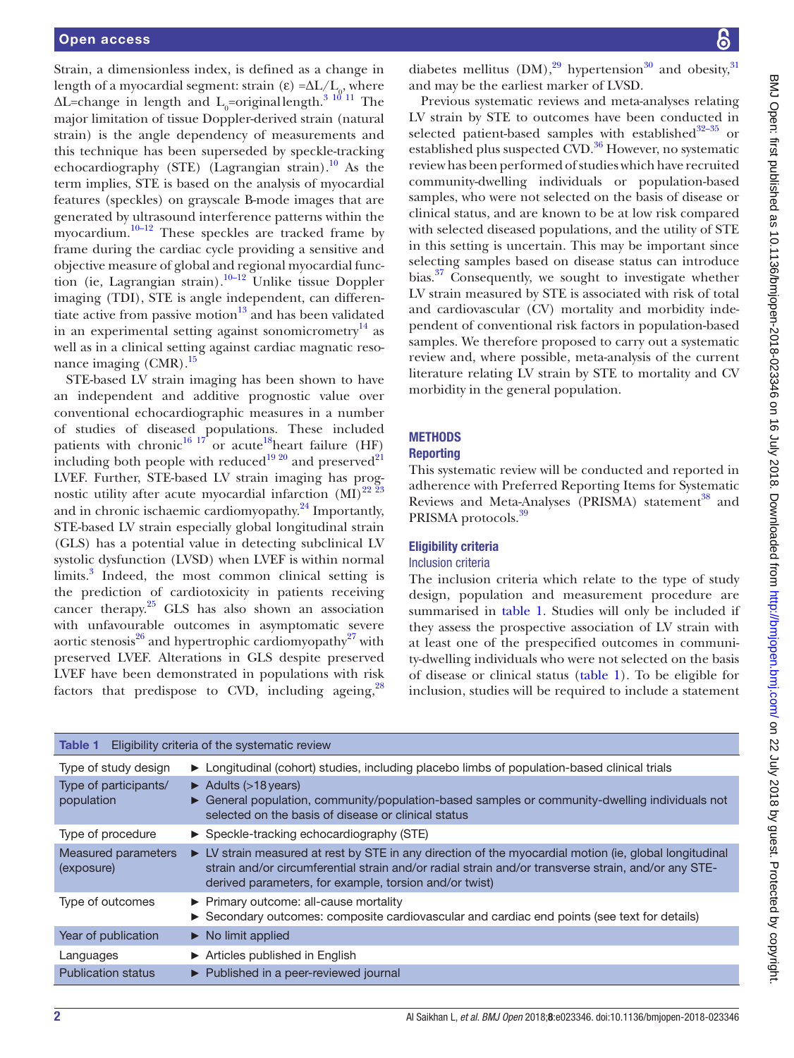Strain, a dimensionless index, is defined as a change in length of a myocardial segment: strain (ε) =$\Delta L/L_0$, where $\Delta L$=change in length and $L_0$=original length.[3 10 11] The major limitation of tissue Doppler-derived strain (natural strain) is the angle dependency of measurements and this technique has been superseded by speckle-tracking echocardiography (STE) (Lagrangian strain).[10] As the term implies, STE is based on the analysis of myocardial features (speckles) on grayscale B-mode images that are generated by ultrasound interference patterns within the myocardium.[10–12] These speckles are tracked frame by frame during the cardiac cycle providing a sensitive and objective measure of global and regional myocardial function (ie, Lagrangian strain).[10–12] Unlike tissue Doppler imaging (TDI), STE is angle independent, can differentiate active from passive motion[13] and has been validated in an experimental setting against sonomicrometry[14] as well as in a clinical setting against cardiac magnatic resonance imaging (CMR).[15]

STE-based LV strain imaging has been shown to have an independent and additive prognostic value over conventional echocardiographic measures in a number of studies of diseased populations. These included patients with chronic[16 17] or acute[18] heart failure (HF) including both people with reduced[19 20] and preserved[21] LVEF. Further, STE-based LV strain imaging has prognostic utility after acute myocardial infarction (MI)[22 23] and in chronic ischaemic cardiomyopathy.[24] Importantly, STE-based LV strain especially global longitudinal strain (GLS) has a potential value in detecting subclinical LV systolic dysfunction (LVSD) when LVEF is within normal limits.[3] Indeed, the most common clinical setting is the prediction of cardiotoxicity in patients receiving cancer therapy.[25] GLS has also shown an association with unfavourable outcomes in asymptomatic severe aortic stenosis[26] and hypertrophic cardiomyopathy[27] with preserved LVEF. Alterations in GLS despite preserved LVEF have been demonstrated in populations with risk factors that predispose to CVD, including ageing,[28] diabetes mellitus (DM),[29] hypertension[30] and obesity,[31] and may be the earliest marker of LVSD.

Previous systematic reviews and meta-analyses relating LV strain by STE to outcomes have been conducted in selected patient-based samples with established[32–35] or established plus suspected CVD.[36] However, no systematic review has been performed of studies which have recruited community-dwelling individuals or population-based samples, who were not selected on the basis of disease or clinical status, and are known to be at low risk compared with selected diseased populations, and the utility of STE in this setting is uncertain. This may be important since selecting samples based on disease status can introduce bias.[37] Consequently, we sought to investigate whether LV strain measured by STE is associated with risk of total and cardiovascular (CV) mortality and morbidity independent of conventional risk factors in population-based samples. We therefore proposed to carry out a systematic review and, where possible, meta-analysis of the current literature relating LV strain by STE to mortality and CV morbidity in the general population.

## METHODS

### Reporting

This systematic review will be conducted and reported in adherence with Preferred Reporting Items for Systematic Reviews and Meta-Analyses (PRISMA) statement[38] and PRISMA protocols.[39]

### Eligibility criteria

#### Inclusion criteria

The inclusion criteria which relate to the type of study design, population and measurement procedure are summarised in table 1. Studies will only be included if they assess the prospective association of LV strain with at least one of the prespecified outcomes in community-dwelling individuals who were not selected on the basis of disease or clinical status (table 1). To be eligible for inclusion, studies will be required to include a statement

**Table 1** Eligibility criteria of the systematic review

| | |
|---|---|
| Type of study design | ► Longitudinal (cohort) studies, including placebo limbs of population-based clinical trials |
| Type of participants/ population | ► Adults (>18 years)<br>► General population, community/population-based samples or community-dwelling individuals not selected on the basis of disease or clinical status |
| Type of procedure | ► Speckle-tracking echocardiography (STE) |
| Measured parameters (exposure) | ► LV strain measured at rest by STE in any direction of the myocardial motion (ie, global longitudinal strain and/or circumferential strain and/or radial strain and/or transverse strain, and/or any STE-derived parameters, for example, torsion and/or twist) |
| Type of outcomes | ► Primary outcome: all-cause mortality<br>► Secondary outcomes: composite cardiovascular and cardiac end points (see text for details) |
| Year of publication | ► No limit applied |
| Languages | ► Articles published in English |
| Publication status | ► Published in a peer-reviewed journal |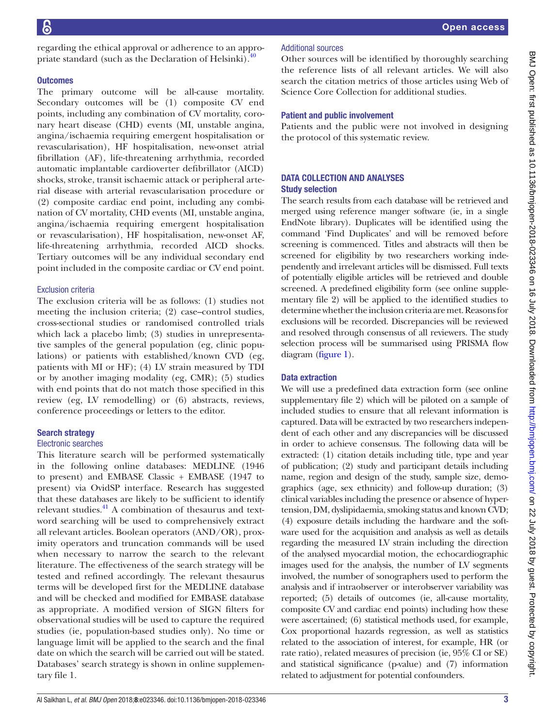regarding the ethical approval or adherence to an appropriate standard (such as the Declaration of Helsinki).[40]

### Outcomes

The primary outcome will be all-cause mortality. Secondary outcomes will be (1) composite CV end points, including any combination of CV mortality, coronary heart disease (CHD) events (MI, unstable angina, angina/ischaemia requiring emergent hospitalisation or revascularisation), HF hospitalisation, new-onset atrial fibrillation (AF), life-threatening arrhythmia, recorded automatic implantable cardioverter defibrillator (AICD) shocks, stroke, transit ischaemic attack or peripheral arterial disease with arterial revascularisation procedure or (2) composite cardiac end point, including any combination of CV mortality, CHD events (MI, unstable angina, angina/ischaemia requiring emergent hospitalisation or revascularisation), HF hospitalisation, new-onset AF, life-threatening arrhythmia, recorded AICD shocks. Tertiary outcomes will be any individual secondary end point included in the composite cardiac or CV end point.

#### Exclusion criteria

The exclusion criteria will be as follows: (1) studies not meeting the inclusion criteria; (2) case–control studies, cross-sectional studies or randomised controlled trials which lack a placebo limb; (3) studies in unrepresentative samples of the general population (eg, clinic populations) or patients with established/known CVD (eg, patients with MI or HF); (4) LV strain measured by TDI or by another imaging modality (eg, CMR); (5) studies with end points that do not match those specified in this review (eg, LV remodelling) or (6) abstracts, reviews, conference proceedings or letters to the editor.

### Search strategy

#### Electronic searches

This literature search will be performed systematically in the following online databases: MEDLINE (1946 to present) and EMBASE Classic + EMBASE (1947 to present) via OvidSP interface. Research has suggested that these databases are likely to be sufficient to identify relevant studies.[41] A combination of thesaurus and text-word searching will be used to comprehensively extract all relevant articles. Boolean operators (AND/OR), proximity operators and truncation commands will be used when necessary to narrow the search to the relevant literature. The effectiveness of the search strategy will be tested and refined accordingly. The relevant thesaurus terms will be developed first for the MEDLINE database and will be checked and modified for EMBASE database as appropriate. A modified version of SIGN filters for observational studies will be used to capture the required studies (ie, population-based studies only). No time or language limit will be applied to the search and the final date on which the search will be carried out will be stated. Databases' search strategy is shown in online supplementary file 1.

#### Additional sources

Other sources will be identified by thoroughly searching the reference lists of all relevant articles. We will also search the citation metrics of those articles using Web of Science Core Collection for additional studies.

### Patient and public involvement

Patients and the public were not involved in designing the protocol of this systematic review.

## DATA COLLECTION AND ANALYSES

### Study selection

The search results from each database will be retrieved and merged using reference manger software (ie, in a single EndNote library). Duplicates will be identified using the command 'Find Duplicates' and will be removed before screening is commenced. Titles and abstracts will then be screened for eligibility by two researchers working independently and irrelevant articles will be dismissed. Full texts of potentially eligible articles will be retrieved and double screened. A predefined eligibility form (see online supplementary file 2) will be applied to the identified studies to determine whether the inclusion criteria are met. Reasons for exclusions will be recorded. Discrepancies will be reviewed and resolved through consensus of all reviewers. The study selection process will be summarised using PRISMA flow diagram (figure 1).

### Data extraction

We will use a predefined data extraction form (see online supplementary file 2) which will be piloted on a sample of included studies to ensure that all relevant information is captured. Data will be extracted by two researchers independent of each other and any discrepancies will be discussed in order to achieve consensus. The following data will be extracted: (1) citation details including title, type and year of publication; (2) study and participant details including name, region and design of the study, sample size, demographics (age, sex ethnicity) and follow-up duration; (3) clinical variables including the presence or absence of hypertension, DM, dyslipidaemia, smoking status and known CVD; (4) exposure details including the hardware and the software used for the acquisition and analysis as well as details regarding the measured LV strain including the direction of the analysed myocardial motion, the echocardiographic images used for the analysis, the number of LV segments involved, the number of sonographers used to perform the analysis and if intraobserver or interobserver variability was reported; (5) details of outcomes (ie, all-cause mortality, composite CV and cardiac end points) including how these were ascertained; (6) statistical methods used, for example, Cox proportional hazards regression, as well as statistics related to the association of interest, for example, HR (or rate ratio), related measures of precision (ie, 95% CI or SE) and statistical significance (p-value) and (7) information related to adjustment for potential confounders.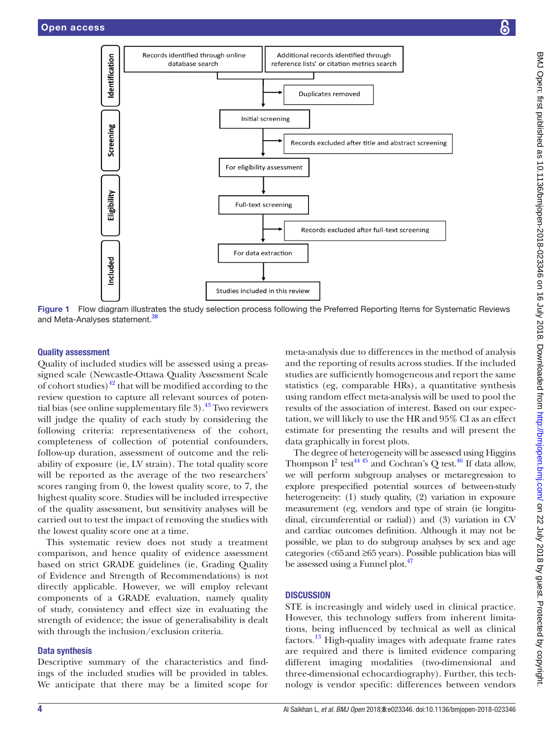Identification

Records identified through online database search

Additional records identified through reference lists' or citation metrics search

Duplicates removed

Screening

Initial screening

Records excluded after title and abstract screening

For eligibility assessment

Eligibility

Full-text screening

Records excluded after full-text screening

Included

For data extraction

Studies included in this review

**Figure 1** Flow diagram illustrates the study selection process following the Preferred Reporting Items for Systematic Reviews and Meta-Analyses statement.[38]

## Quality assessment

Quality of included studies will be assessed using a preassigned scale (Newcastle-Ottawa Quality Assessment Scale of cohort studies)[42] that will be modified according to the review question to capture all relevant sources of potential bias (see online supplementary file 3).[43] Two reviewers will judge the quality of each study by considering the following criteria: representativeness of the cohort, completeness of collection of potential confounders, follow-up duration, assessment of outcome and the reliability of exposure (ie, LV strain). The total quality score will be reported as the average of the two researchers' scores ranging from 0, the lowest quality score, to 7, the highest quality score. Studies will be included irrespective of the quality assessment, but sensitivity analyses will be carried out to test the impact of removing the studies with the lowest quality score one at a time.

This systematic review does not study a treatment comparison, and hence quality of evidence assessment based on strict GRADE guidelines (ie, Grading Quality of Evidence and Strength of Recommendations) is not directly applicable. However, we will employ relevant components of a GRADE evaluation, namely quality of study, consistency and effect size in evaluating the strength of evidence; the issue of generalisability is dealt with through the inclusion/exclusion criteria.

## Data synthesis

Descriptive summary of the characteristics and findings of the included studies will be provided in tables. We anticipate that there may be a limited scope for meta-analysis due to differences in the method of analysis and the reporting of results across studies. If the included studies are sufficiently homogeneous and report the same statistics (eg, comparable HRs), a quantitative synthesis using random effect meta-analysis will be used to pool the results of the association of interest. Based on our expectation, we will likely to use the HR and 95% CI as an effect estimate for presenting the results and will present the data graphically in forest plots.

The degree of heterogeneity will be assessed using Higgins Thompson $I^2$ test[44,45] and Cochran's Q test.[46] If data allow, we will perform subgroup analyses or metaregression to explore prespecified potential sources of between-study heterogeneity: (1) study quality, (2) variation in exposure measurement (eg, vendors and type of strain (ie longitudinal, circumferential or radial)) and (3) variation in CV and cardiac outcomes definition. Although it may not be possible, we plan to do subgroup analyses by sex and age categories (<65 and ≥65 years). Possible publication bias will be assessed using a Funnel plot.[47]

# DISCUSSION

STE is increasingly and widely used in clinical practice. However, this technology suffers from inherent limitations, being influenced by technical as well as clinical factors.[13] High-quality images with adequate frame rates are required and there is limited evidence comparing different imaging modalities (two-dimensional and three-dimensional echocardiography). Further, this technology is vendor specific: differences between vendors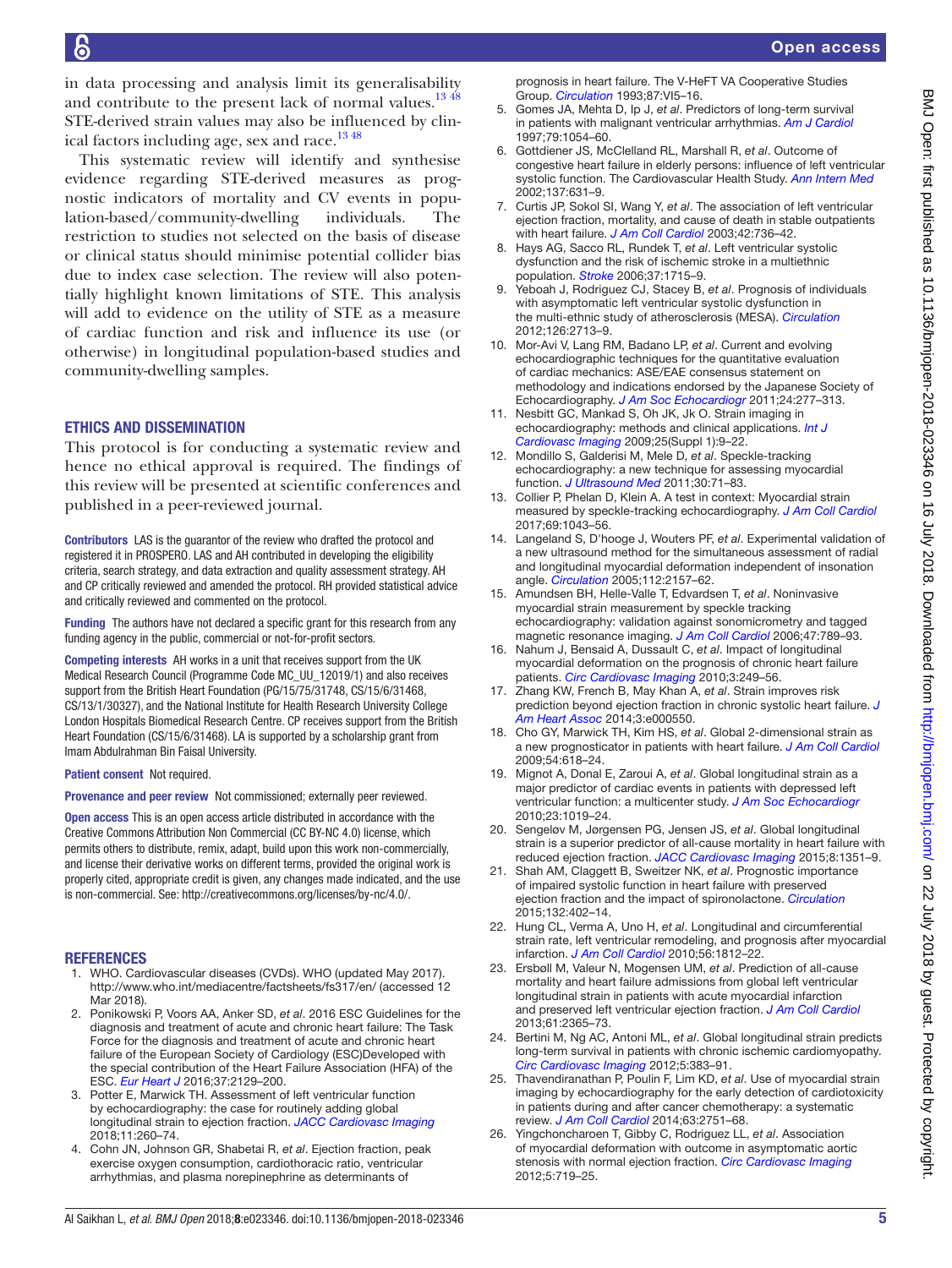in data processing and analysis limit its generalisability and contribute to the present lack of normal values.[13 48] STE-derived strain values may also be influenced by clinical factors including age, sex and race.[13 48]

This systematic review will identify and synthesise evidence regarding STE-derived measures as prognostic indicators of mortality and CV events in population-based/community-dwelling individuals. The restriction to studies not selected on the basis of disease or clinical status should minimise potential collider bias due to index case selection. The review will also potentially highlight known limitations of STE. This analysis will add to evidence on the utility of STE as a measure of cardiac function and risk and influence its use (or otherwise) in longitudinal population-based studies and community-dwelling samples.

## ETHICS AND DISSEMINATION

This protocol is for conducting a systematic review and hence no ethical approval is required. The findings of this review will be presented at scientific conferences and published in a peer-reviewed journal.

**Contributors** LAS is the guarantor of the review who drafted the protocol and registered it in PROSPERO. LAS and AH contributed in developing the eligibility criteria, search strategy, and data extraction and quality assessment strategy. AH and CP critically reviewed and amended the protocol. RH provided statistical advice and critically reviewed and commented on the protocol.

**Funding** The authors have not declared a specific grant for this research from any funding agency in the public, commercial or not-for-profit sectors.

**Competing interests** AH works in a unit that receives support from the UK Medical Research Council (Programme Code MC_UU_12019/1) and also receives support from the British Heart Foundation (PG/15/75/31748, CS/15/6/31468, CS/13/1/30327), and the National Institute for Health Research University College London Hospitals Biomedical Research Centre. CP receives support from the British Heart Foundation (CS/15/6/31468). LA is supported by a scholarship grant from Imam Abdulrahman Bin Faisal University.

**Patient consent** Not required.

**Provenance and peer review** Not commissioned; externally peer reviewed.

**Open access** This is an open access article distributed in accordance with the Creative Commons Attribution Non Commercial (CC BY-NC 4.0) license, which permits others to distribute, remix, adapt, build upon this work non-commercially, and license their derivative works on different terms, provided the original work is properly cited, appropriate credit is given, any changes made indicated, and the use is non-commercial. See: http://creativecommons.org/licenses/by-nc/4.0/.

## REFERENCES

1. WHO. Cardiovascular diseases (CVDs). WHO (updated May 2017). http://www.who.int/mediacentre/factsheets/fs317/en/ (accessed 12 Mar 2018).
2. Ponikowski P, Voors AA, Anker SD, *et al*. 2016 ESC Guidelines for the diagnosis and treatment of acute and chronic heart failure: The Task Force for the diagnosis and treatment of acute and chronic heart failure of the European Society of Cardiology (ESC)Developed with the special contribution of the Heart Failure Association (HFA) of the ESC. *Eur Heart J* 2016;37:2129–200.
3. Potter E, Marwick TH. Assessment of left ventricular function by echocardiography: the case for routinely adding global longitudinal strain to ejection fraction. *JACC Cardiovasc Imaging* 2018;11:260–74.
4. Cohn JN, Johnson GR, Shabetai R, *et al*. Ejection fraction, peak exercise oxygen consumption, cardiothoracic ratio, ventricular arrhythmias, and plasma norepinephrine as determinants of prognosis in heart failure. The V-HeFT VA Cooperative Studies Group. *Circulation* 1993;87:VI5–16.
5. Gomes JA, Mehta D, Ip J, *et al*. Predictors of long-term survival in patients with malignant ventricular arrhythmias. *Am J Cardiol* 1997;79:1054–60.
6. Gottdiener JS, McClelland RL, Marshall R, *et al*. Outcome of congestive heart failure in elderly persons: influence of left ventricular systolic function. The Cardiovascular Health Study. *Ann Intern Med* 2002;137:631–9.
7. Curtis JP, Sokol SI, Wang Y, *et al*. The association of left ventricular ejection fraction, mortality, and cause of death in stable outpatients with heart failure. *J Am Coll Cardiol* 2003;42:736–42.
8. Hays AG, Sacco RL, Rundek T, *et al*. Left ventricular systolic dysfunction and the risk of ischemic stroke in a multiethnic population. *Stroke* 2006;37:1715–9.
9. Yeboah J, Rodriguez CJ, Stacey B, *et al*. Prognosis of individuals with asymptomatic left ventricular systolic dysfunction in the multi-ethnic study of atherosclerosis (MESA). *Circulation* 2012;126:2713–9.
10. Mor-Avi V, Lang RM, Badano LP, *et al*. Current and evolving echocardiographic techniques for the quantitative evaluation of cardiac mechanics: ASE/EAE consensus statement on methodology and indications endorsed by the Japanese Society of Echocardiography. *J Am Soc Echocardiogr* 2011;24:277–313.
11. Nesbitt GC, Mankad S, Oh JK, Jk O. Strain imaging in echocardiography: methods and clinical applications. *Int J Cardiovasc Imaging* 2009;25(Suppl 1):9–22.
12. Mondillo S, Galderisi M, Mele D, *et al*. Speckle-tracking echocardiography: a new technique for assessing myocardial function. *J Ultrasound Med* 2011;30:71–83.
13. Collier P, Phelan D, Klein A. A test in context: Myocardial strain measured by speckle-tracking echocardiography. *J Am Coll Cardiol* 2017;69:1043–56.
14. Langeland S, D'hooge J, Wouters PF, *et al*. Experimental validation of a new ultrasound method for the simultaneous assessment of radial and longitudinal myocardial deformation independent of insonation angle. *Circulation* 2005;112:2157–62.
15. Amundsen BH, Helle-Valle T, Edvardsen T, *et al*. Noninvasive myocardial strain measurement by speckle tracking echocardiography: validation against sonomicrometry and tagged magnetic resonance imaging. *J Am Coll Cardiol* 2006;47:789–93.
16. Nahum J, Bensaid A, Dussault C, *et al*. Impact of longitudinal myocardial deformation on the prognosis of chronic heart failure patients. *Circ Cardiovasc Imaging* 2010;3:249–56.
17. Zhang KW, French B, May Khan A, *et al*. Strain improves risk prediction beyond ejection fraction in chronic systolic heart failure. *J Am Heart Assoc* 2014;3:e000550.
18. Cho GY, Marwick TH, Kim HS, *et al*. Global 2-dimensional strain as a new prognosticator in patients with heart failure. *J Am Coll Cardiol* 2009;54:618–24.
19. Mignot A, Donal E, Zaroui A, *et al*. Global longitudinal strain as a major predictor of cardiac events in patients with depressed left ventricular function: a multicenter study. *J Am Soc Echocardiogr* 2010;23:1019–24.
20. Sengeløv M, Jørgensen PG, Jensen JS, *et al*. Global longitudinal strain is a superior predictor of all-cause mortality in heart failure with reduced ejection fraction. *JACC Cardiovasc Imaging* 2015;8:1351–9.
21. Shah AM, Claggett B, Sweitzer NK, *et al*. Prognostic importance of impaired systolic function in heart failure with preserved ejection fraction and the impact of spironolactone. *Circulation* 2015;132:402–14.
22. Hung CL, Verma A, Uno H, *et al*. Longitudinal and circumferential strain rate, left ventricular remodeling, and prognosis after myocardial infarction. *J Am Coll Cardiol* 2010;56:1812–22.
23. Ersbøll M, Valeur N, Mogensen UM, *et al*. Prediction of all-cause mortality and heart failure admissions from global left ventricular longitudinal strain in patients with acute myocardial infarction and preserved left ventricular ejection fraction. *J Am Coll Cardiol* 2013;61:2365–73.
24. Bertini M, Ng AC, Antoni ML, *et al*. Global longitudinal strain predicts long-term survival in patients with chronic ischemic cardiomyopathy. *Circ Cardiovasc Imaging* 2012;5:383–91.
25. Thavendiranathan P, Poulin F, Lim KD, *et al*. Use of myocardial strain imaging by echocardiography for the early detection of cardiotoxicity in patients during and after cancer chemotherapy: a systematic review. *J Am Coll Cardiol* 2014;63:2751–68.
26. Yingchoncharoen T, Gibby C, Rodriguez LL, *et al*. Association of myocardial deformation with outcome in asymptomatic aortic stenosis with normal ejection fraction. *Circ Cardiovasc Imaging* 2012;5:719–25.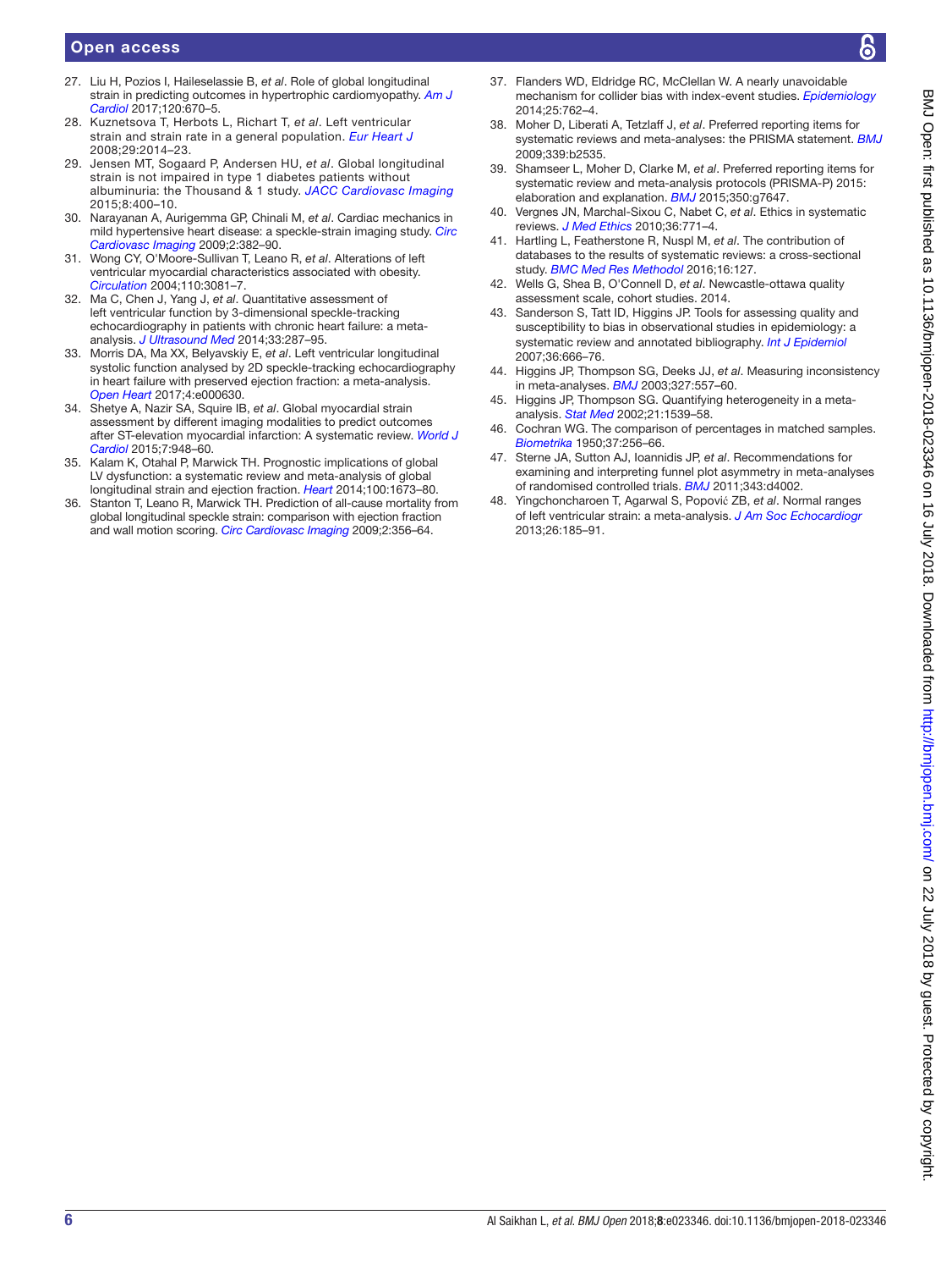27. Liu H, Pozios I, Haileselassie B, *et al*. Role of global longitudinal strain in predicting outcomes in hypertrophic cardiomyopathy. *Am J Cardiol* 2017;120:670–5.
28. Kuznetsova T, Herbots L, Richart T, *et al*. Left ventricular strain and strain rate in a general population. *Eur Heart J* 2008;29:2014–23.
29. Jensen MT, Sogaard P, Andersen HU, *et al*. Global longitudinal strain is not impaired in type 1 diabetes patients without albuminuria: the Thousand & 1 study. *JACC Cardiovasc Imaging* 2015;8:400–10.
30. Narayanan A, Aurigemma GP, Chinali M, *et al*. Cardiac mechanics in mild hypertensive heart disease: a speckle-strain imaging study. *Circ Cardiovasc Imaging* 2009;2:382–90.
31. Wong CY, O'Moore-Sullivan T, Leano R, *et al*. Alterations of left ventricular myocardial characteristics associated with obesity. *Circulation* 2004;110:3081–7.
32. Ma C, Chen J, Yang J, *et al*. Quantitative assessment of left ventricular function by 3-dimensional speckle-tracking echocardiography in patients with chronic heart failure: a meta-analysis. *J Ultrasound Med* 2014;33:287–95.
33. Morris DA, Ma XX, Belyavskiy E, *et al*. Left ventricular longitudinal systolic function analysed by 2D speckle-tracking echocardiography in heart failure with preserved ejection fraction: a meta-analysis. *Open Heart* 2017;4:e000630.
34. Shetye A, Nazir SA, Squire IB, *et al*. Global myocardial strain assessment by different imaging modalities to predict outcomes after ST-elevation myocardial infarction: A systematic review. *World J Cardiol* 2015;7:948–60.
35. Kalam K, Otahal P, Marwick TH. Prognostic implications of global LV dysfunction: a systematic review and meta-analysis of global longitudinal strain and ejection fraction. *Heart* 2014;100:1673–80.
36. Stanton T, Leano R, Marwick TH. Prediction of all-cause mortality from global longitudinal speckle strain: comparison with ejection fraction and wall motion scoring. *Circ Cardiovasc Imaging* 2009;2:356–64.
37. Flanders WD, Eldridge RC, McClellan W. A nearly unavoidable mechanism for collider bias with index-event studies. *Epidemiology* 2014;25:762–4.
38. Moher D, Liberati A, Tetzlaff J, *et al*. Preferred reporting items for systematic reviews and meta-analyses: the PRISMA statement. *BMJ* 2009;339:b2535.
39. Shamseer L, Moher D, Clarke M, *et al*. Preferred reporting items for systematic review and meta-analysis protocols (PRISMA-P) 2015: elaboration and explanation. *BMJ* 2015;350:g7647.
40. Vergnes JN, Marchal-Sixou C, Nabet C, *et al*. Ethics in systematic reviews. *J Med Ethics* 2010;36:771–4.
41. Hartling L, Featherstone R, Nuspl M, *et al*. The contribution of databases to the results of systematic reviews: a cross-sectional study. *BMC Med Res Methodol* 2016;16:127.
42. Wells G, Shea B, O'Connell D, *et al*. Newcastle-ottawa quality assessment scale, cohort studies. 2014.
43. Sanderson S, Tatt ID, Higgins JP. Tools for assessing quality and susceptibility to bias in observational studies in epidemiology: a systematic review and annotated bibliography. *Int J Epidemiol* 2007;36:666–76.
44. Higgins JP, Thompson SG, Deeks JJ, *et al*. Measuring inconsistency in meta-analyses. *BMJ* 2003;327:557–60.
45. Higgins JP, Thompson SG. Quantifying heterogeneity in a meta-analysis. *Stat Med* 2002;21:1539–58.
46. Cochran WG. The comparison of percentages in matched samples. *Biometrika* 1950;37:256–66.
47. Sterne JA, Sutton AJ, Ioannidis JP, *et al*. Recommendations for examining and interpreting funnel plot asymmetry in meta-analyses of randomised controlled trials. *BMJ* 2011;343:d4002.
48. Yingchoncharoen T, Agarwal S, Popović ZB, *et al*. Normal ranges of left ventricular strain: a meta-analysis. *J Am Soc Echocardiogr* 2013;26:185–91.